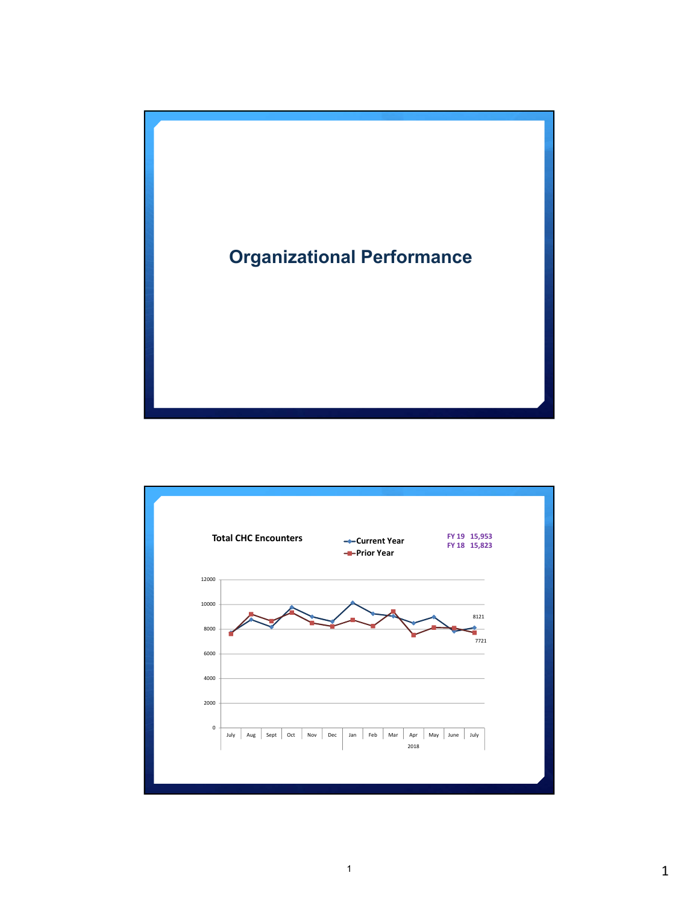# Organizational Performance

## Total CHC Encounters

- Current Year
- Prior Year

FY 19 15,953
FY 18 15,823

12000
10000
8000
6000
4000
2000
0

8121
7721

July | Aug | Sept | Oct | Nov | Dec | Jan | Feb | Mar | Apr | May | June | July

2018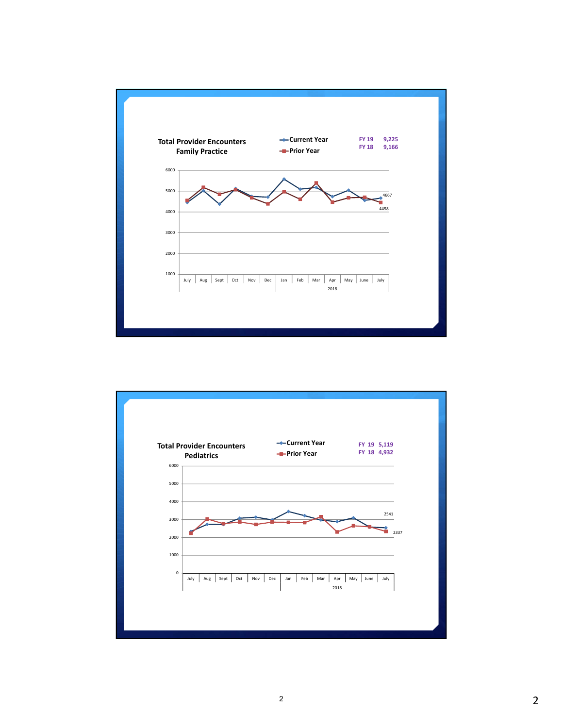## Total Provider Encounters Family Practice

- Current Year
- Prior Year

FY 19 9,225
FY 18 9,166

6000
5000
4000
3000
2000
1000

July Aug Sept Oct Nov Dec Jan Feb Mar Apr May June July

2018

4667
4458

## Total Provider Encounters Pediatrics

- Current Year
- Prior Year

FY 19 5,119
FY 18 4,932

6000
5000
4000
3000
2000
1000
0

July Aug Sept Oct Nov Dec Jan Feb Mar Apr May June July

2018

2541
2337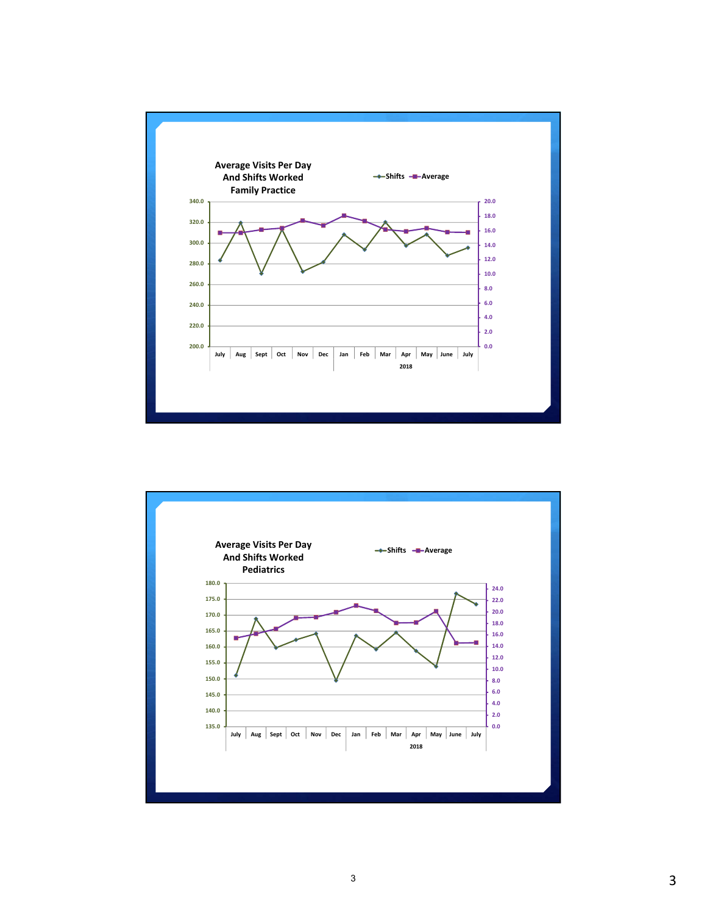## Average Visits Per Day And Shifts Worked Family Practice

Legend: Shifts, Average

Left axis: 200.0, 220.0, 240.0, 260.0, 280.0, 300.0, 320.0, 340.0

Right axis: 0.0, 2.0, 4.0, 6.0, 8.0, 10.0, 12.0, 14.0, 16.0, 18.0, 20.0

Months: July, Aug, Sept, Oct, Nov, Dec, Jan, Feb, Mar, Apr, May, June, July

2018

## Average Visits Per Day And Shifts Worked Pediatrics

Legend: Shifts, Average

Left axis: 135.0, 140.0, 145.0, 150.0, 155.0, 160.0, 165.0, 170.0, 175.0, 180.0

Right axis: 0.0, 2.0, 4.0, 6.0, 8.0, 10.0, 12.0, 14.0, 16.0, 18.0, 20.0, 22.0, 24.0

Months: July, Aug, Sept, Oct, Nov, Dec, Jan, Feb, Mar, Apr, May, June, July

2018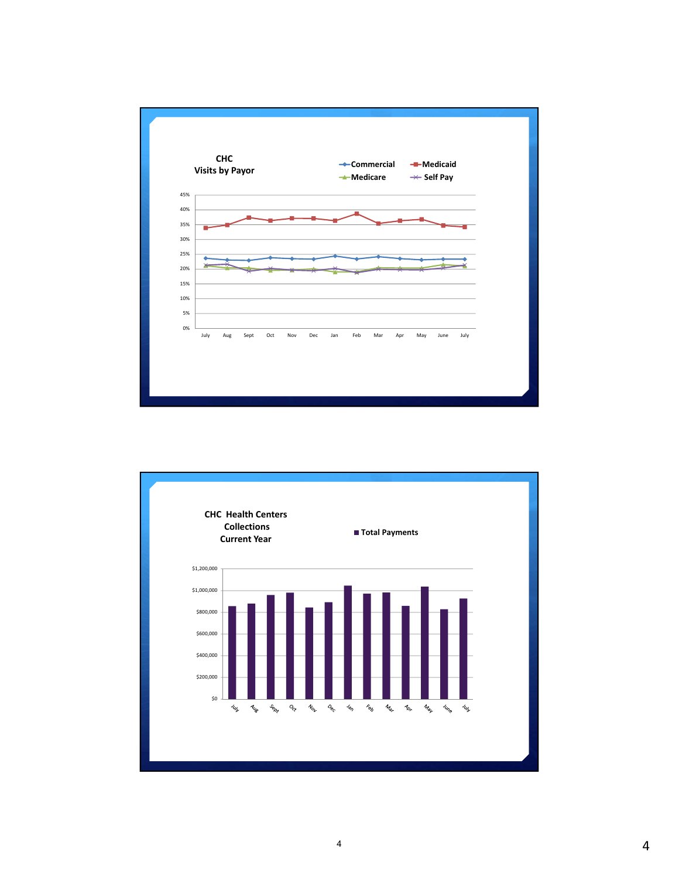## CHC Visits by Payor

Legend: Commercial, Medicaid, Medicare, Self Pay

Y-axis: 0%, 5%, 10%, 15%, 20%, 25%, 30%, 35%, 40%, 45%

X-axis: July, Aug, Sept, Oct, Nov, Dec, Jan, Feb, Mar, Apr, May, June, July

## CHC Health Centers Collections Current Year

Legend: Total Payments

Y-axis: $0, $200,000, $400,000, $600,000, $800,000, $1,000,000, $1,200,000

X-axis: July, Aug, Sept, Oct, Nov, Dec, Jan, Feb, Mar, Apr, May, June, July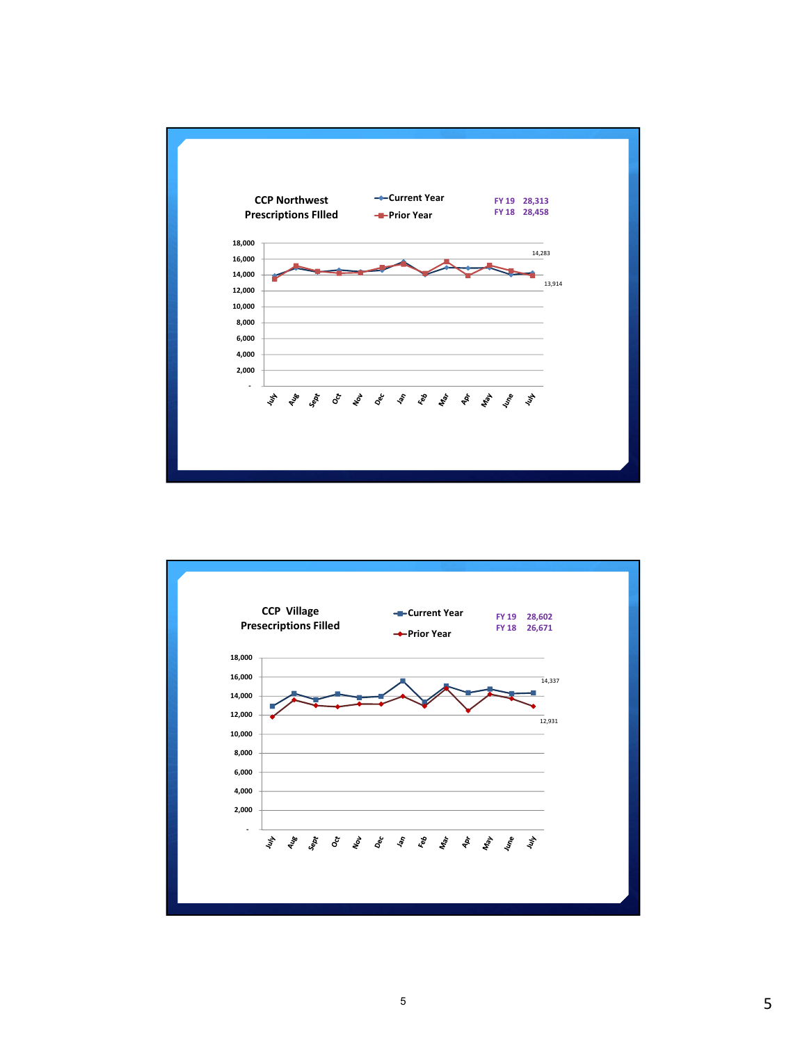CCP Northwest
Prescriptions FIlled

Current Year
Prior Year

FY 19 28,313
FY 18 28,458

18,000
16,000
14,000
12,000
10,000
8,000
6,000
4,000
2,000
-

14,283
13,914

July Aug Sept Oct Nov Dec Jan Feb Mar Apr May June July

CCP Village
Presecriptions Filled

Current Year
Prior Year

FY 19 28,602
FY 18 26,671

18,000
16,000
14,000
12,000
10,000
8,000
6,000
4,000
2,000
-

14,337
12,931

July Aug Sept Oct Nov Dec Jan Feb Mar Apr May June July